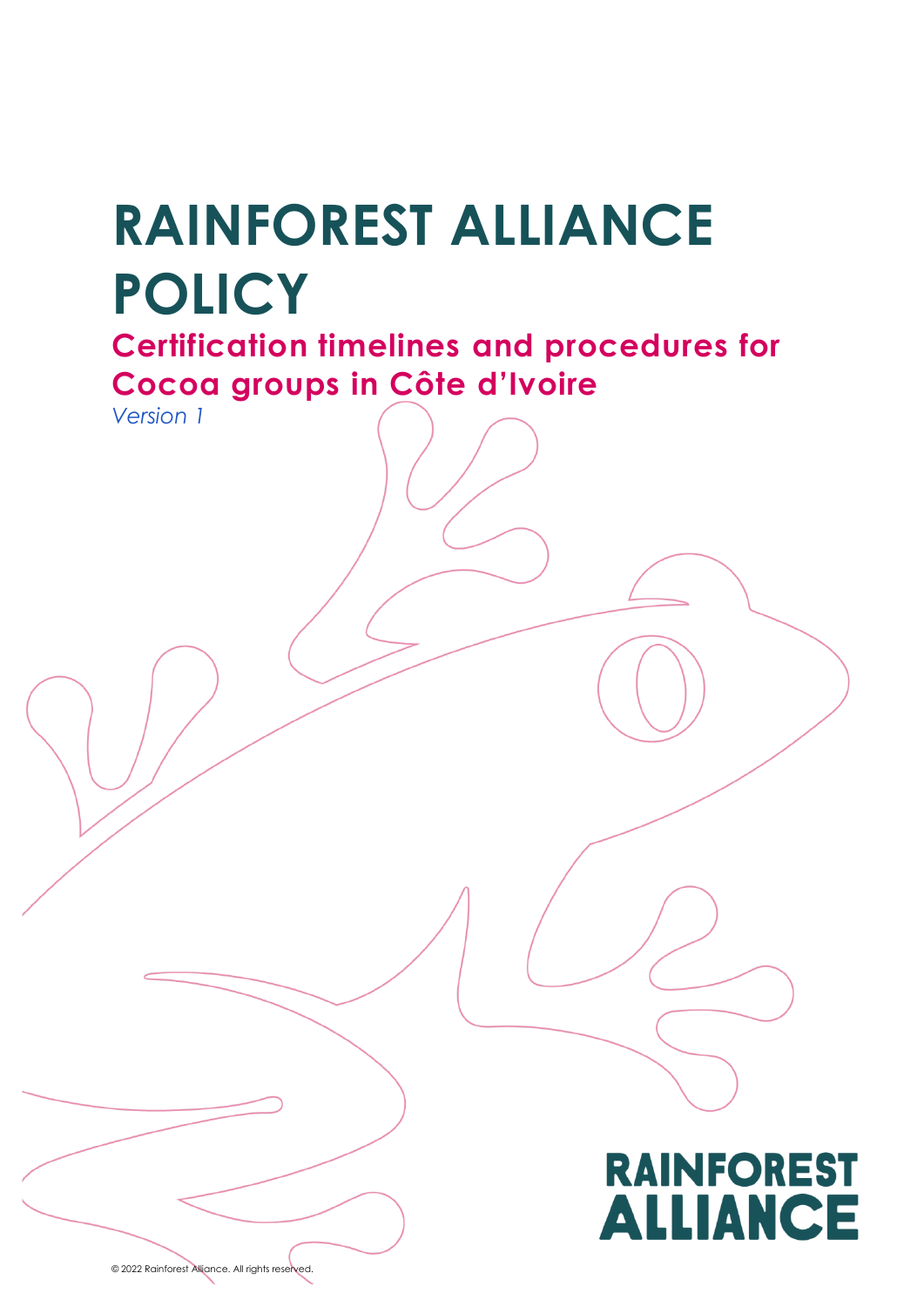# RAINFOREST ALLIANCE POLICY

## Certification timelines and procedures for Cocoa groups in Côte d'Ivoire

*Version 1*

RAINFOREST ALLIANCE

© 2022 Rainforest Alliance. All rights reserved.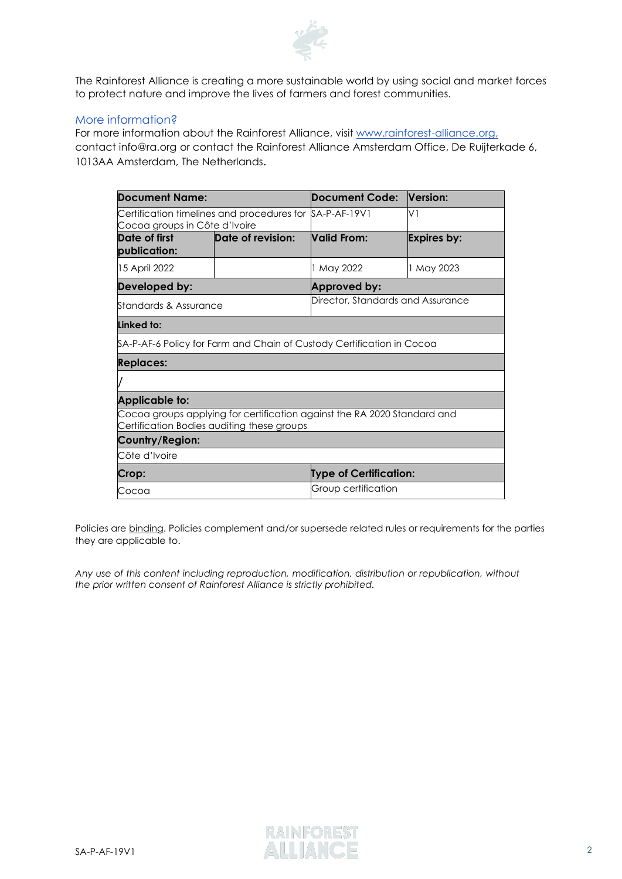The Rainforest Alliance is creating a more sustainable world by using social and market forces to protect nature and improve the lives of farmers and forest communities.

## More information?

For more information about the Rainforest Alliance, visit www.rainforest-alliance.org, contact info@ra.org or contact the Rainforest Alliance Amsterdam Office, De Ruijterkade 6, 1013AA Amsterdam, The Netherlands.

| **Document Name:** | | **Document Code:** | **Version:** |
|---|---|---|---|
| Certification timelines and procedures for Cocoa groups in Côte d'Ivoire | | SA-P-AF-19V1 | V1 |
| **Date of first publication:** | **Date of revision:** | **Valid From:** | **Expires by:** |
| 15 April 2022 | | 1 May 2022 | 1 May 2023 |
| **Developed by:** | | **Approved by:** | |
| Standards & Assurance | | Director, Standards and Assurance | |
| **Linked to:** | | | |
| SA-P-AF-6 Policy for Farm and Chain of Custody Certification in Cocoa | | | |
| **Replaces:** | | | |
| / | | | |
| **Applicable to:** | | | |
| Cocoa groups applying for certification against the RA 2020 Standard and Certification Bodies auditing these groups | | | |
| **Country/Region:** | | | |
| Côte d'Ivoire | | | |
| **Crop:** | | **Type of Certification:** | |
| Cocoa | | Group certification | |

Policies are binding. Policies complement and/or supersede related rules or requirements for the parties they are applicable to.

*Any use of this content including reproduction, modification, distribution or republication, without the prior written consent of Rainforest Alliance is strictly prohibited.*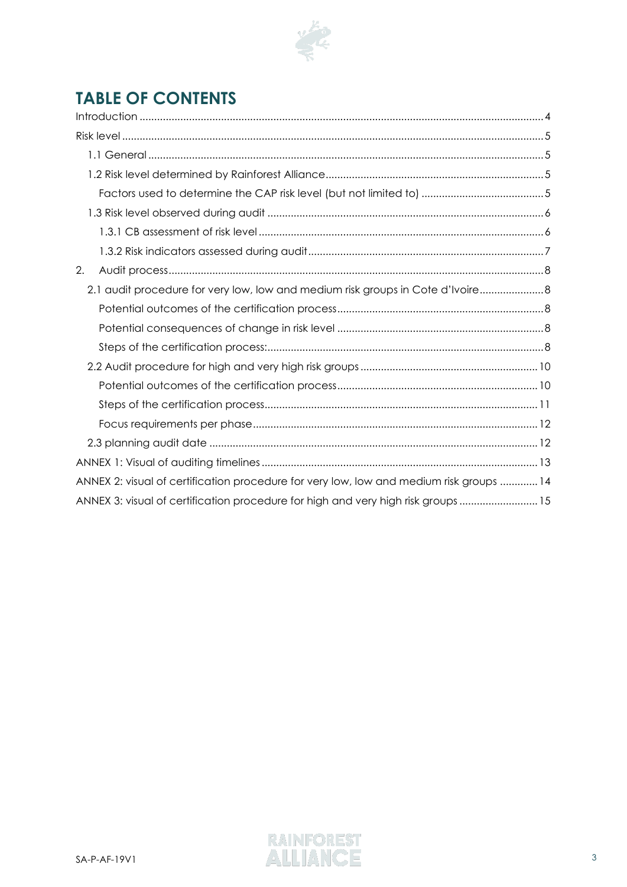# TABLE OF CONTENTS

Introduction ..... 4

Risk level ..... 5

- 1.1 General ..... 5
- 1.2 Risk level determined by Rainforest Alliance ..... 5
  - Factors used to determine the CAP risk level (but not limited to) ..... 5
- 1.3 Risk level observed during audit ..... 6
  - 1.3.1 CB assessment of risk level ..... 6
  - 1.3.2 Risk indicators assessed during audit ..... 7

2. Audit process ..... 8
   - 2.1 audit procedure for very low, low and medium risk groups in Cote d'Ivoire ..... 8
     - Potential outcomes of the certification process ..... 8
     - Potential consequences of change in risk level ..... 8
     - Steps of the certification process: ..... 8
   - 2.2 Audit procedure for high and very high risk groups ..... 10
     - Potential outcomes of the certification process ..... 10
     - Steps of the certification process ..... 11
     - Focus requirements per phase ..... 12
   - 2.3 planning audit date ..... 12

ANNEX 1: Visual of auditing timelines ..... 13

ANNEX 2: visual of certification procedure for very low, low and medium risk groups ..... 14

ANNEX 3: visual of certification procedure for high and very high risk groups ..... 15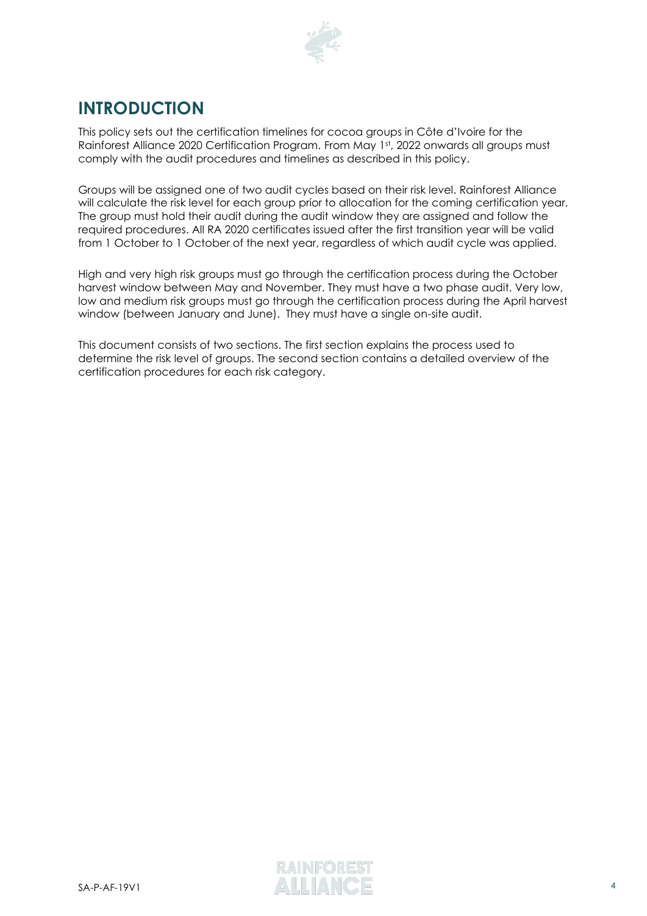# INTRODUCTION

This policy sets out the certification timelines for cocoa groups in Côte d'Ivoire for the Rainforest Alliance 2020 Certification Program. From May 1st, 2022 onwards all groups must comply with the audit procedures and timelines as described in this policy.

Groups will be assigned one of two audit cycles based on their risk level. Rainforest Alliance will calculate the risk level for each group prior to allocation for the coming certification year. The group must hold their audit during the audit window they are assigned and follow the required procedures. All RA 2020 certificates issued after the first transition year will be valid from 1 October to 1 October of the next year, regardless of which audit cycle was applied.

High and very high risk groups must go through the certification process during the October harvest window between May and November. They must have a two phase audit. Very low, low and medium risk groups must go through the certification process during the April harvest window (between January and June). They must have a single on-site audit.

This document consists of two sections. The first section explains the process used to determine the risk level of groups. The second section contains a detailed overview of the certification procedures for each risk category.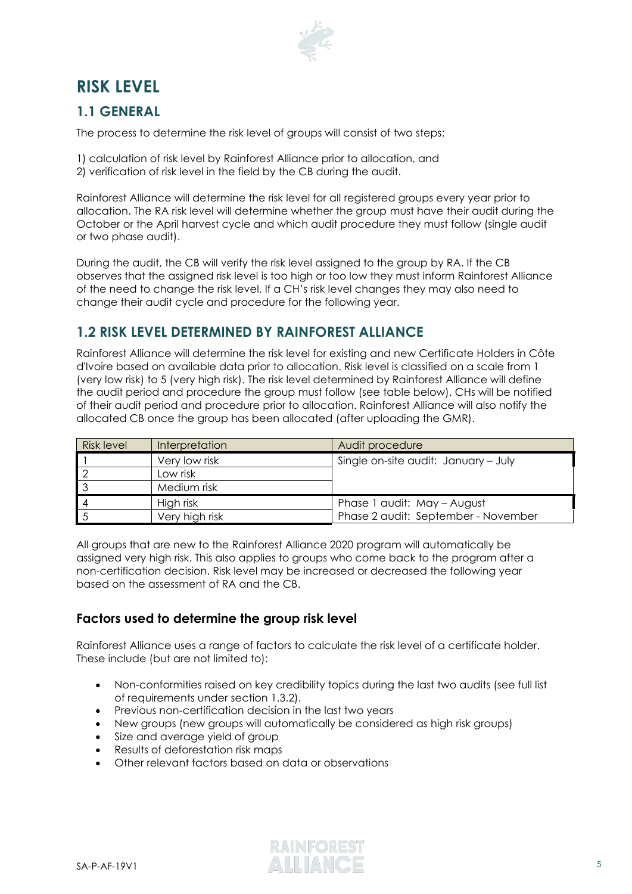# RISK LEVEL

## 1.1 GENERAL

The process to determine the risk level of groups will consist of two steps:

1) calculation of risk level by Rainforest Alliance prior to allocation, and
2) verification of risk level in the field by the CB during the audit.

Rainforest Alliance will determine the risk level for all registered groups every year prior to allocation. The RA risk level will determine whether the group must have their audit during the October or the April harvest cycle and which audit procedure they must follow (single audit or two phase audit).

During the audit, the CB will verify the risk level assigned to the group by RA. If the CB observes that the assigned risk level is too high or too low they must inform Rainforest Alliance of the need to change the risk level. If a CH's risk level changes they may also need to change their audit cycle and procedure for the following year.

## 1.2 RISK LEVEL DETERMINED BY RAINFOREST ALLIANCE

Rainforest Alliance will determine the risk level for existing and new Certificate Holders in Côte d'Ivoire based on available data prior to allocation. Risk level is classified on a scale from 1 (very low risk) to 5 (very high risk). The risk level determined by Rainforest Alliance will define the audit period and procedure the group must follow (see table below). CHs will be notified of their audit period and procedure prior to allocation. Rainforest Alliance will also notify the allocated CB once the group has been allocated (after uploading the GMR).

| Risk level | Interpretation | Audit procedure |
|---|---|---|
| 1 | Very low risk | Single on-site audit: January – July |
| 2 | Low risk | |
| 3 | Medium risk | |
| 4 | High risk | Phase 1 audit: May – August |
| 5 | Very high risk | Phase 2 audit: September - November |

All groups that are new to the Rainforest Alliance 2020 program will automatically be assigned very high risk. This also applies to groups who come back to the program after a non-certification decision. Risk level may be increased or decreased the following year based on the assessment of RA and the CB.

### Factors used to determine the group risk level

Rainforest Alliance uses a range of factors to calculate the risk level of a certificate holder. These include (but are not limited to):

- Non-conformities raised on key credibility topics during the last two audits (see full list of requirements under section 1.3.2).
- Previous non-certification decision in the last two years
- New groups (new groups will automatically be considered as high risk groups)
- Size and average yield of group
- Results of deforestation risk maps
- Other relevant factors based on data or observations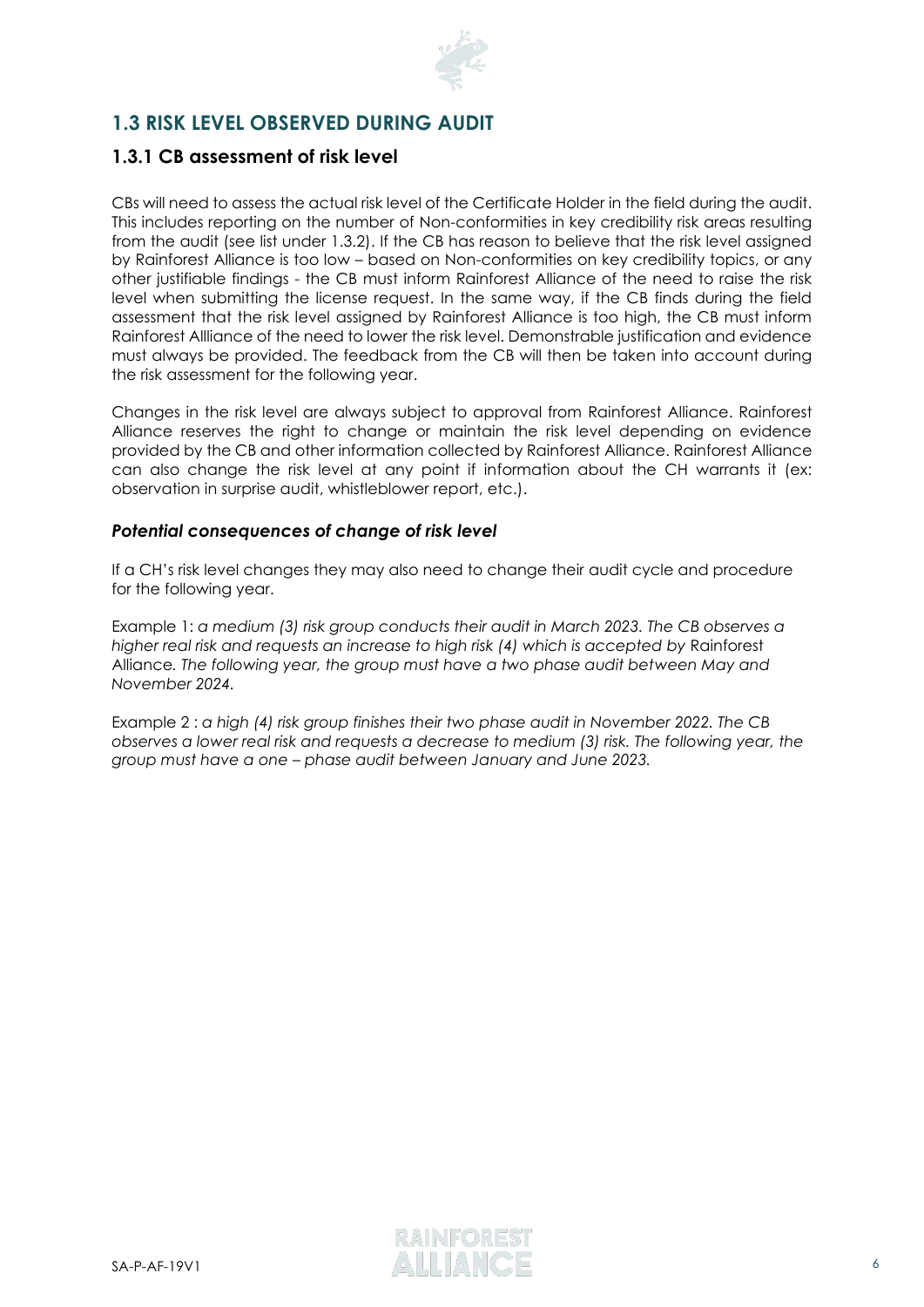## 1.3 RISK LEVEL OBSERVED DURING AUDIT

### 1.3.1 CB assessment of risk level

CBs will need to assess the actual risk level of the Certificate Holder in the field during the audit. This includes reporting on the number of Non-conformities in key credibility risk areas resulting from the audit (see list under 1.3.2). If the CB has reason to believe that the risk level assigned by Rainforest Alliance is too low – based on Non-conformities on key credibility topics, or any other justifiable findings - the CB must inform Rainforest Alliance of the need to raise the risk level when submitting the license request. In the same way, if the CB finds during the field assessment that the risk level assigned by Rainforest Alliance is too high, the CB must inform Rainforest Allliance of the need to lower the risk level. Demonstrable justification and evidence must always be provided. The feedback from the CB will then be taken into account during the risk assessment for the following year.

Changes in the risk level are always subject to approval from Rainforest Alliance. Rainforest Alliance reserves the right to change or maintain the risk level depending on evidence provided by the CB and other information collected by Rainforest Alliance. Rainforest Alliance can also change the risk level at any point if information about the CH warrants it (ex: observation in surprise audit, whistleblower report, etc.).

#### *Potential consequences of change of risk level*

If a CH's risk level changes they may also need to change their audit cycle and procedure for the following year.

Example 1: *a medium (3) risk group conducts their audit in March 2023. The CB observes a higher real risk and requests an increase to high risk (4) which is accepted by* Rainforest Alliance*. The following year, the group must have a two phase audit between May and November 2024.*

Example 2 : *a high (4) risk group finishes their two phase audit in November 2022. The CB observes a lower real risk and requests a decrease to medium (3) risk. The following year, the group must have a one – phase audit between January and June 2023.*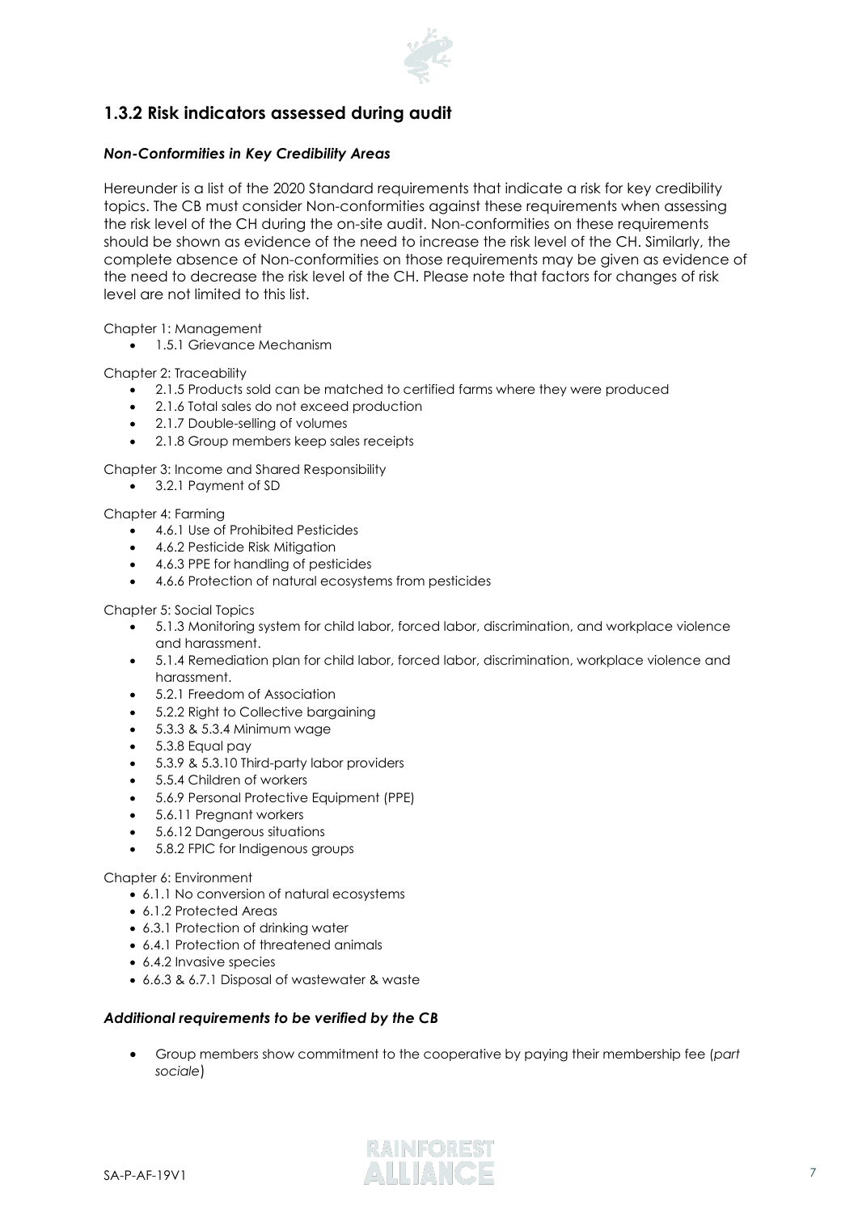## 1.3.2 Risk indicators assessed during audit

### *Non-Conformities in Key Credibility Areas*

Hereunder is a list of the 2020 Standard requirements that indicate a risk for key credibility topics. The CB must consider Non-conformities against these requirements when assessing the risk level of the CH during the on-site audit. Non-conformities on these requirements should be shown as evidence of the need to increase the risk level of the CH. Similarly, the complete absence of Non-conformities on those requirements may be given as evidence of the need to decrease the risk level of the CH. Please note that factors for changes of risk level are not limited to this list.

Chapter 1: Management

- 1.5.1 Grievance Mechanism

Chapter 2: Traceability

- 2.1.5 Products sold can be matched to certified farms where they were produced
- 2.1.6 Total sales do not exceed production
- 2.1.7 Double-selling of volumes
- 2.1.8 Group members keep sales receipts

Chapter 3: Income and Shared Responsibility

- 3.2.1 Payment of SD

Chapter 4: Farming

- 4.6.1 Use of Prohibited Pesticides
- 4.6.2 Pesticide Risk Mitigation
- 4.6.3 PPE for handling of pesticides
- 4.6.6 Protection of natural ecosystems from pesticides

Chapter 5: Social Topics

- 5.1.3 Monitoring system for child labor, forced labor, discrimination, and workplace violence and harassment.
- 5.1.4 Remediation plan for child labor, forced labor, discrimination, workplace violence and harassment.
- 5.2.1 Freedom of Association
- 5.2.2 Right to Collective bargaining
- 5.3.3 & 5.3.4 Minimum wage
- 5.3.8 Equal pay
- 5.3.9 & 5.3.10 Third-party labor providers
- 5.5.4 Children of workers
- 5.6.9 Personal Protective Equipment (PPE)
- 5.6.11 Pregnant workers
- 5.6.12 Dangerous situations
- 5.8.2 FPIC for Indigenous groups

Chapter 6: Environment

- 6.1.1 No conversion of natural ecosystems
- 6.1.2 Protected Areas
- 6.3.1 Protection of drinking water
- 6.4.1 Protection of threatened animals
- 6.4.2 Invasive species
- 6.6.3 & 6.7.1 Disposal of wastewater & waste

### *Additional requirements to be verified by the CB*

- Group members show commitment to the cooperative by paying their membership fee (*part sociale*)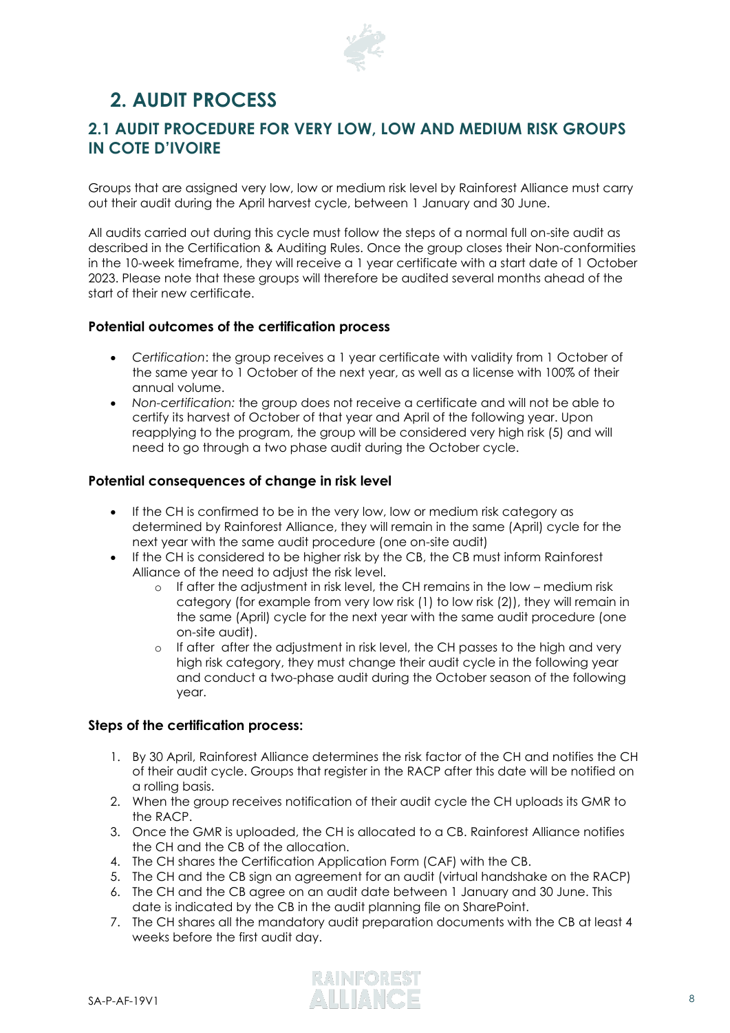# 2. AUDIT PROCESS

## 2.1 AUDIT PROCEDURE FOR VERY LOW, LOW AND MEDIUM RISK GROUPS IN COTE D'IVOIRE

Groups that are assigned very low, low or medium risk level by Rainforest Alliance must carry out their audit during the April harvest cycle, between 1 January and 30 June.

All audits carried out during this cycle must follow the steps of a normal full on-site audit as described in the Certification & Auditing Rules. Once the group closes their Non-conformities in the 10-week timeframe, they will receive a 1 year certificate with a start date of 1 October 2023. Please note that these groups will therefore be audited several months ahead of the start of their new certificate.

### Potential outcomes of the certification process

- *Certification*: the group receives a 1 year certificate with validity from 1 October of the same year to 1 October of the next year, as well as a license with 100% of their annual volume.
- *Non-certification:* the group does not receive a certificate and will not be able to certify its harvest of October of that year and April of the following year. Upon reapplying to the program, the group will be considered very high risk (5) and will need to go through a two phase audit during the October cycle.

### Potential consequences of change in risk level

- If the CH is confirmed to be in the very low, low or medium risk category as determined by Rainforest Alliance, they will remain in the same (April) cycle for the next year with the same audit procedure (one on-site audit)
- If the CH is considered to be higher risk by the CB, the CB must inform Rainforest Alliance of the need to adjust the risk level.
  - If after the adjustment in risk level, the CH remains in the low – medium risk category (for example from very low risk (1) to low risk (2)), they will remain in the same (April) cycle for the next year with the same audit procedure (one on-site audit).
  - If after after the adjustment in risk level, the CH passes to the high and very high risk category, they must change their audit cycle in the following year and conduct a two-phase audit during the October season of the following year.

### Steps of the certification process:

1. By 30 April, Rainforest Alliance determines the risk factor of the CH and notifies the CH of their audit cycle. Groups that register in the RACP after this date will be notified on a rolling basis.
2. When the group receives notification of their audit cycle the CH uploads its GMR to the RACP.
3. Once the GMR is uploaded, the CH is allocated to a CB. Rainforest Alliance notifies the CH and the CB of the allocation.
4. The CH shares the Certification Application Form (CAF) with the CB.
5. The CH and the CB sign an agreement for an audit (virtual handshake on the RACP)
6. The CH and the CB agree on an audit date between 1 January and 30 June. This date is indicated by the CB in the audit planning file on SharePoint.
7. The CH shares all the mandatory audit preparation documents with the CB at least 4 weeks before the first audit day.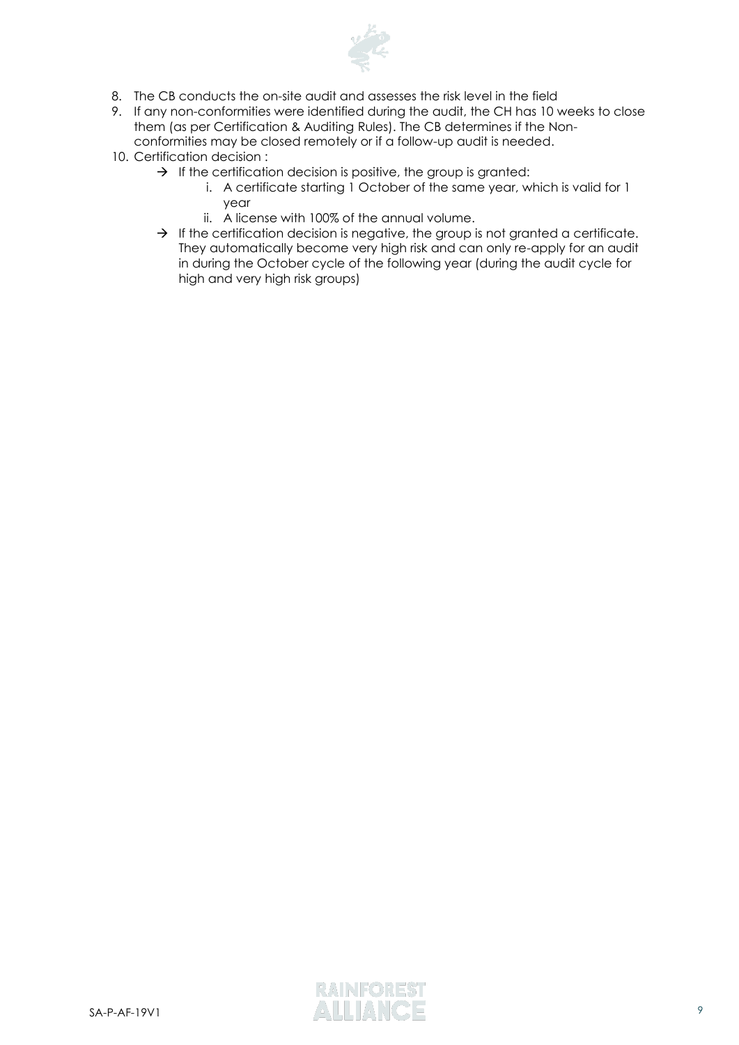8. The CB conducts the on-site audit and assesses the risk level in the field
9. If any non-conformities were identified during the audit, the CH has 10 weeks to close them (as per Certification & Auditing Rules). The CB determines if the Non-conformities may be closed remotely or if a follow-up audit is needed.
10. Certification decision :
    - → If the certification decision is positive, the group is granted:
        i. A certificate starting 1 October of the same year, which is valid for 1 year
        ii. A license with 100% of the annual volume.
    - → If the certification decision is negative, the group is not granted a certificate. They automatically become very high risk and can only re-apply for an audit in during the October cycle of the following year (during the audit cycle for high and very high risk groups)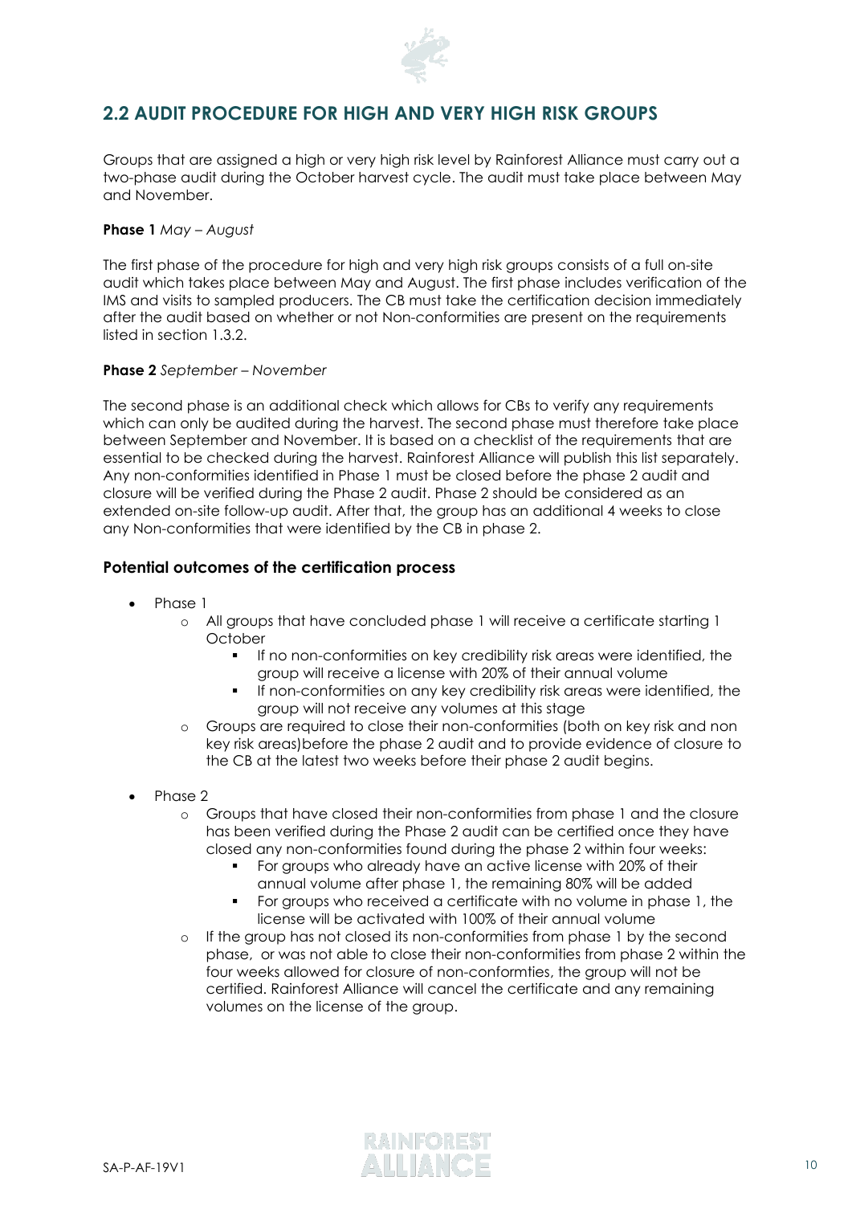## 2.2 AUDIT PROCEDURE FOR HIGH AND VERY HIGH RISK GROUPS

Groups that are assigned a high or very high risk level by Rainforest Alliance must carry out a two-phase audit during the October harvest cycle. The audit must take place between May and November.

**Phase 1** *May – August*

The first phase of the procedure for high and very high risk groups consists of a full on-site audit which takes place between May and August. The first phase includes verification of the IMS and visits to sampled producers. The CB must take the certification decision immediately after the audit based on whether or not Non-conformities are present on the requirements listed in section 1.3.2.

**Phase 2** *September – November*

The second phase is an additional check which allows for CBs to verify any requirements which can only be audited during the harvest. The second phase must therefore take place between September and November. It is based on a checklist of the requirements that are essential to be checked during the harvest. Rainforest Alliance will publish this list separately. Any non-conformities identified in Phase 1 must be closed before the phase 2 audit and closure will be verified during the Phase 2 audit. Phase 2 should be considered as an extended on-site follow-up audit. After that, the group has an additional 4 weeks to close any Non-conformities that were identified by the CB in phase 2.

### Potential outcomes of the certification process

- Phase 1
  - All groups that have concluded phase 1 will receive a certificate starting 1 October
    - If no non-conformities on key credibility risk areas were identified, the group will receive a license with 20% of their annual volume
    - If non-conformities on any key credibility risk areas were identified, the group will not receive any volumes at this stage
  - Groups are required to close their non-conformities (both on key risk and non key risk areas)before the phase 2 audit and to provide evidence of closure to the CB at the latest two weeks before their phase 2 audit begins.
- Phase 2
  - Groups that have closed their non-conformities from phase 1 and the closure has been verified during the Phase 2 audit can be certified once they have closed any non-conformities found during the phase 2 within four weeks:
    - For groups who already have an active license with 20% of their annual volume after phase 1, the remaining 80% will be added
    - For groups who received a certificate with no volume in phase 1, the license will be activated with 100% of their annual volume
  - If the group has not closed its non-conformities from phase 1 by the second phase, or was not able to close their non-conformities from phase 2 within the four weeks allowed for closure of non-conformties, the group will not be certified. Rainforest Alliance will cancel the certificate and any remaining volumes on the license of the group.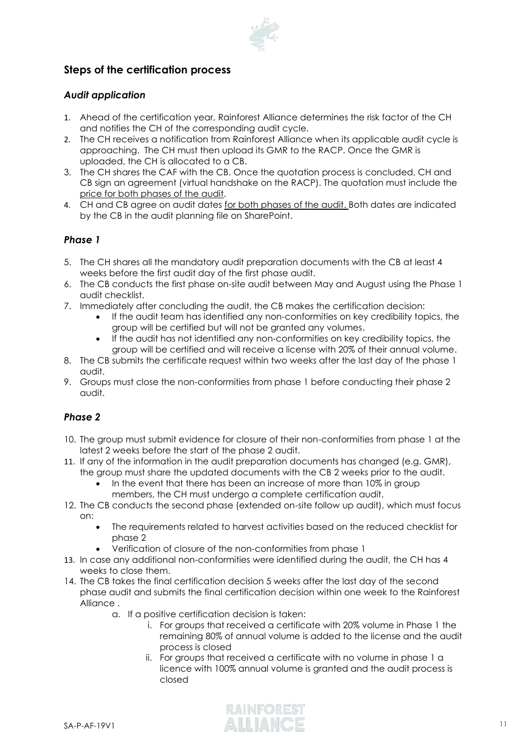## Steps of the certification process

### *Audit application*

1. Ahead of the certification year, Rainforest Alliance determines the risk factor of the CH and notifies the CH of the corresponding audit cycle.
2. The CH receives a notification from Rainforest Alliance when its applicable audit cycle is approaching. The CH must then upload its GMR to the RACP. Once the GMR is uploaded, the CH is allocated to a CB.
3. The CH shares the CAF with the CB. Once the quotation process is concluded, CH and CB sign an agreement (virtual handshake on the RACP). The quotation must include the price for both phases of the audit.
4. CH and CB agree on audit dates for both phases of the audit. Both dates are indicated by the CB in the audit planning file on SharePoint.

### *Phase 1*

5. The CH shares all the mandatory audit preparation documents with the CB at least 4 weeks before the first audit day of the first phase audit.
6. The CB conducts the first phase on-site audit between May and August using the Phase 1 audit checklist.
7. Immediately after concluding the audit, the CB makes the certification decision:
   - If the audit team has identified any non-conformities on key credibility topics, the group will be certified but will not be granted any volumes.
   - If the audit has not identified any non-conformities on key credibility topics, the group will be certified and will receive a license with 20% of their annual volume.
8. The CB submits the certificate request within two weeks after the last day of the phase 1 audit.
9. Groups must close the non-conformities from phase 1 before conducting their phase 2 audit.

### *Phase 2*

10. The group must submit evidence for closure of their non-conformities from phase 1 at the latest 2 weeks before the start of the phase 2 audit.
11. If any of the information in the audit preparation documents has changed (e.g. GMR), the group must share the updated documents with the CB 2 weeks prior to the audit.
    - In the event that there has been an increase of more than 10% in group members, the CH must undergo a complete certification audit.
12. The CB conducts the second phase (extended on-site follow up audit), which must focus on:
    - The requirements related to harvest activities based on the reduced checklist for phase 2
    - Verification of closure of the non-conformities from phase 1
13. In case any additional non-conformities were identified during the audit, the CH has 4 weeks to close them.
14. The CB takes the final certification decision 5 weeks after the last day of the second phase audit and submits the final certification decision within one week to the Rainforest Alliance .
    a. If a positive certification decision is taken:
       i. For groups that received a certificate with 20% volume in Phase 1 the remaining 80% of annual volume is added to the license and the audit process is closed
       ii. For groups that received a certificate with no volume in phase 1 a licence with 100% annual volume is granted and the audit process is closed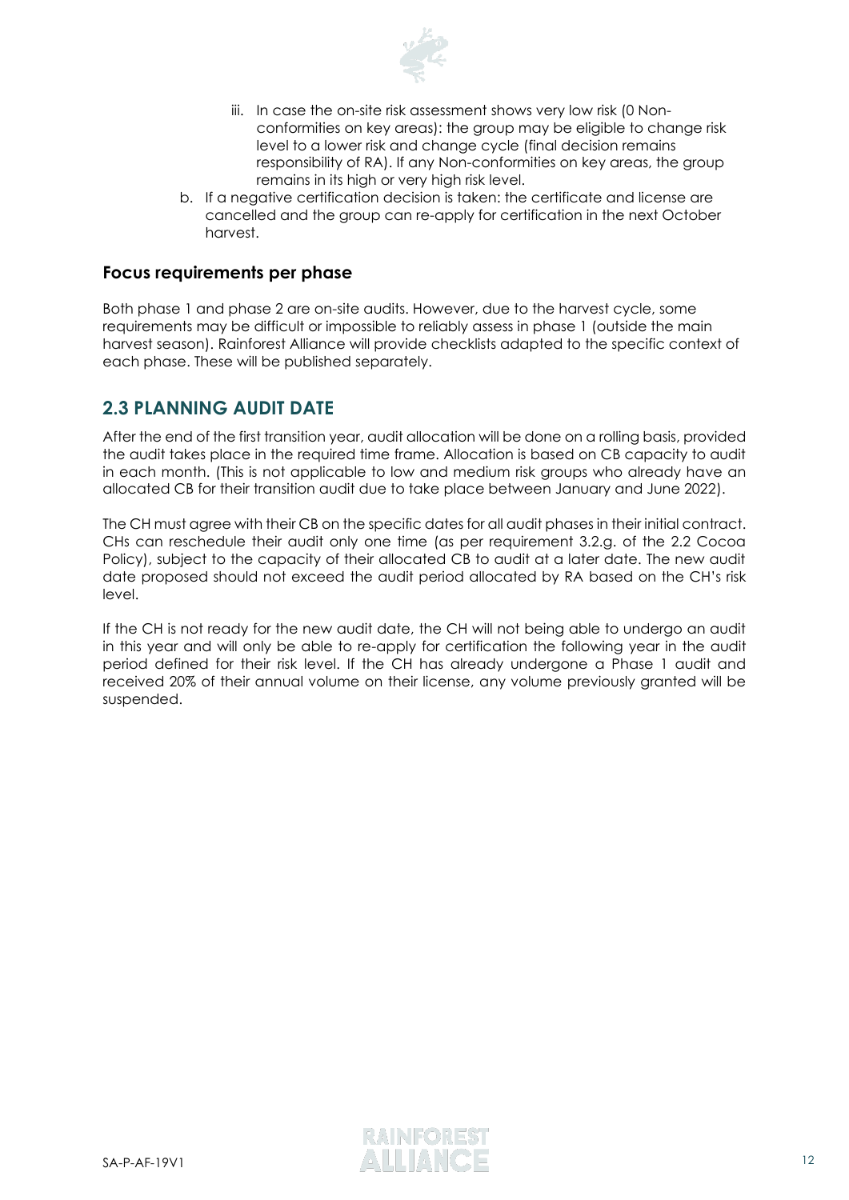iii. In case the on-site risk assessment shows very low risk (0 Non-conformities on key areas): the group may be eligible to change risk level to a lower risk and change cycle (final decision remains responsibility of RA). If any Non-conformities on key areas, the group remains in its high or very high risk level.

b. If a negative certification decision is taken: the certificate and license are cancelled and the group can re-apply for certification in the next October harvest.

### Focus requirements per phase

Both phase 1 and phase 2 are on-site audits. However, due to the harvest cycle, some requirements may be difficult or impossible to reliably assess in phase 1 (outside the main harvest season). Rainforest Alliance will provide checklists adapted to the specific context of each phase. These will be published separately.

## 2.3 PLANNING AUDIT DATE

After the end of the first transition year, audit allocation will be done on a rolling basis, provided the audit takes place in the required time frame. Allocation is based on CB capacity to audit in each month. (This is not applicable to low and medium risk groups who already have an allocated CB for their transition audit due to take place between January and June 2022).

The CH must agree with their CB on the specific dates for all audit phases in their initial contract. CHs can reschedule their audit only one time (as per requirement 3.2.g. of the 2.2 Cocoa Policy), subject to the capacity of their allocated CB to audit at a later date. The new audit date proposed should not exceed the audit period allocated by RA based on the CH's risk level.

If the CH is not ready for the new audit date, the CH will not being able to undergo an audit in this year and will only be able to re-apply for certification the following year in the audit period defined for their risk level. If the CH has already undergone a Phase 1 audit and received 20% of their annual volume on their license, any volume previously granted will be suspended.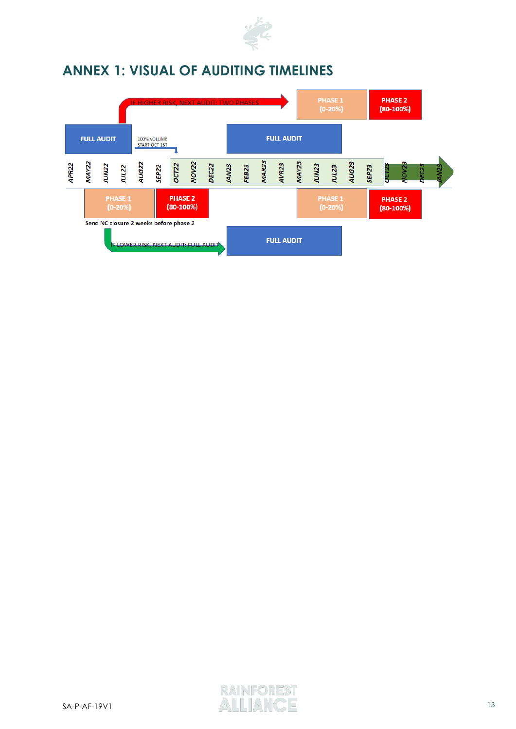# ANNEX 1: VISUAL OF AUDITING TIMELINES

IF HIGHER RISK, NEXT AUDIT: TWO PHASES

PHASE 1 (0-20%)

PHASE 2 (80-100%)

FULL AUDIT

100% VOLUME START OCT 1ST

FULL AUDIT

APR22 MAY22 JUN22 JUL22 AUG22 SEP22 OCT22 NOV22 DEC22 JAN23 FEB23 MAR23 AVR23 MAY23 JUN23 JUL23 AUG23 SEP23 OCT23 NOV23 DEC23 JAN23

PHASE 1 (0-20%)

PHASE 2 (80-100%)

PHASE 1 (0-20%)

PHASE 2 (80-100%)

Send NC closure 2 weeks before phase 2

IF LOWER RISK, NEXT AUDIT: FULL AUDIT

FULL AUDIT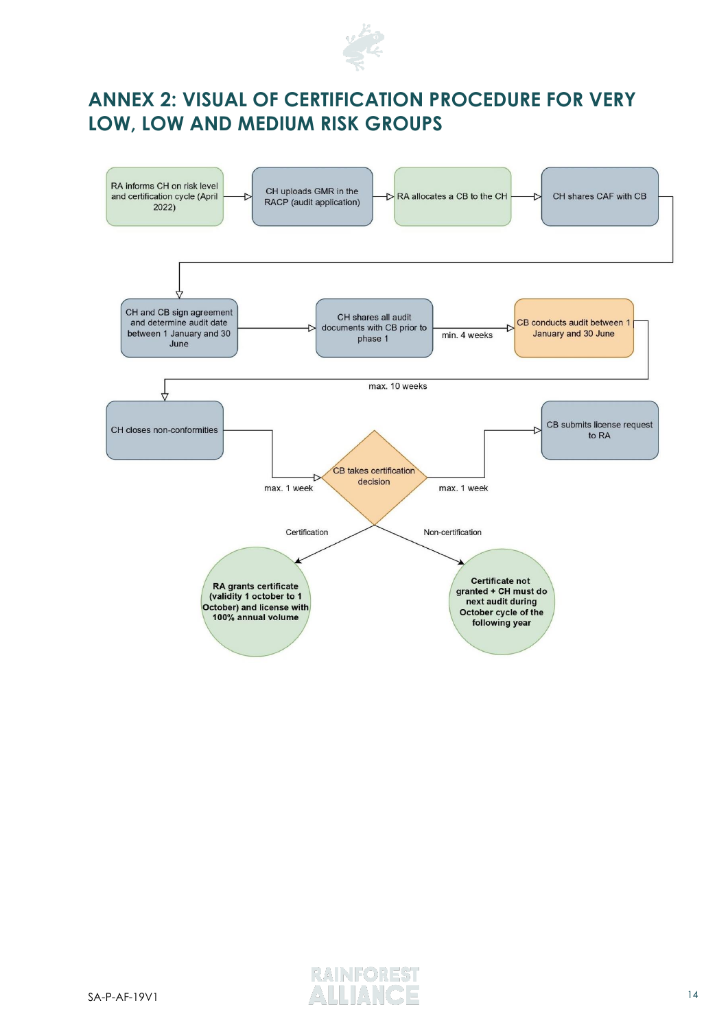## ANNEX 2: VISUAL OF CERTIFICATION PROCEDURE FOR VERY LOW, LOW AND MEDIUM RISK GROUPS

RA informs CH on risk level and certification cycle (April 2022)

CH uploads GMR in the RACP (audit application)

RA allocates a CB to the CH

CH shares CAF with CB

CH and CB sign agreement and determine audit date between 1 January and 30 June

CH shares all audit documents with CB prior to phase 1

min. 4 weeks

CB conducts audit between 1 January and 30 June

max. 10 weeks

CH closes non-conformities

max. 1 week

CB takes certification decision

max. 1 week

CB submits license request to RA

Certification

**RA grants certificate (validity 1 october to 1 October) and license with 100% annual volume**

Non-certification

**Certificate not granted + CH must do next audit during October cycle of the following year**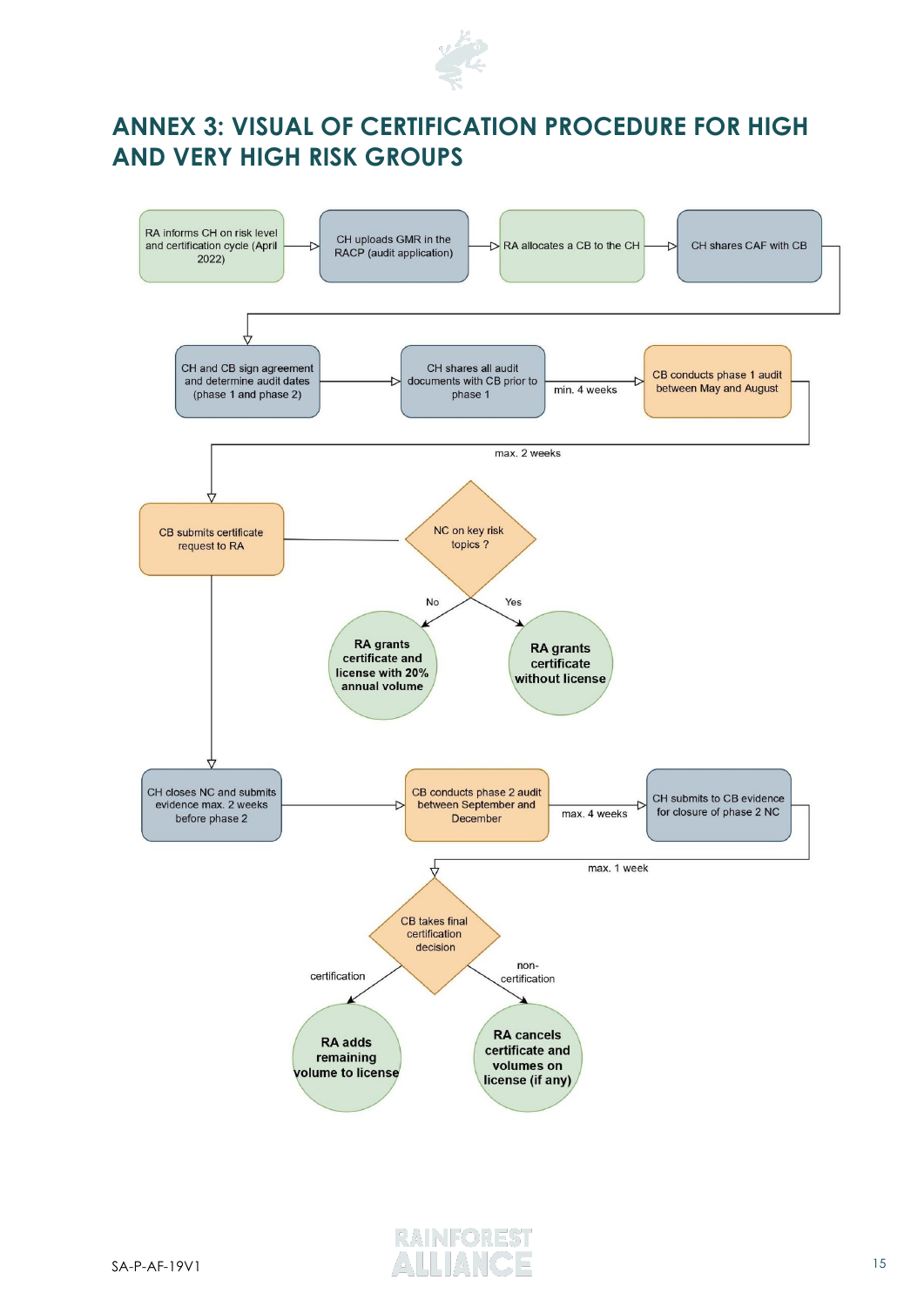# ANNEX 3: VISUAL OF CERTIFICATION PROCEDURE FOR HIGH AND VERY HIGH RISK GROUPS

RA informs CH on risk level and certification cycle (April 2022)

CH uploads GMR in the RACP (audit application)

RA allocates a CB to the CH

CH shares CAF with CB

CH and CB sign agreement and determine audit dates (phase 1 and phase 2)

CH shares all audit documents with CB prior to phase 1

min. 4 weeks

CB conducts phase 1 audit between May and August

max. 2 weeks

CB submits certificate request to RA

NC on key risk topics ?

No

Yes

RA grants certificate and license with 20% annual volume

RA grants certificate without license

CH closes NC and submits evidence max. 2 weeks before phase 2

CB conducts phase 2 audit between September and December

max. 4 weeks

CH submits to CB evidence for closure of phase 2 NC

max. 1 week

CB takes final certification decision

certification

non-certification

RA adds remaining volume to license

RA cancels certificate and volumes on license (if any)